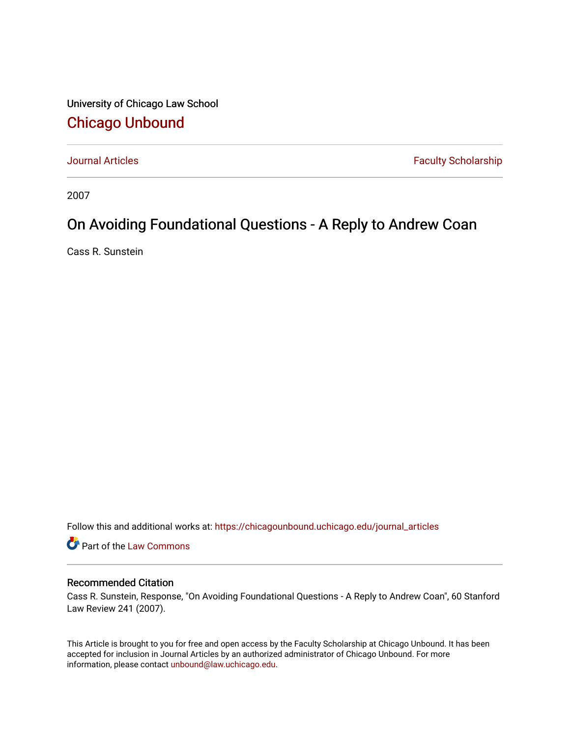University of Chicago Law School

# Chicago Unbound

Journal Articles | Faculty Scholarship

2007

## On Avoiding Foundational Questions - A Reply to Andrew Coan

Cass R. Sunstein

Follow this and additional works at: https://chicagounbound.uchicago.edu/journal_articles

Part of the Law Commons

### Recommended Citation

Cass R. Sunstein, Response, "On Avoiding Foundational Questions - A Reply to Andrew Coan", 60 Stanford Law Review 241 (2007).

This Article is brought to you for free and open access by the Faculty Scholarship at Chicago Unbound. It has been accepted for inclusion in Journal Articles by an authorized administrator of Chicago Unbound. For more information, please contact unbound@law.uchicago.edu.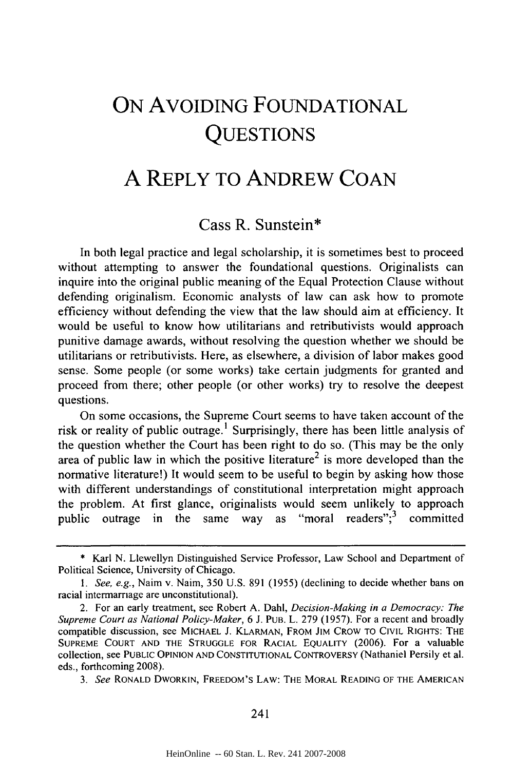# ON AVOIDING FOUNDATIONAL QUESTIONS

# A REPLY TO ANDREW COAN

Cass R. Sunstein*

In both legal practice and legal scholarship, it is sometimes best to proceed without attempting to answer the foundational questions. Originalists can inquire into the original public meaning of the Equal Protection Clause without defending originalism. Economic analysts of law can ask how to promote efficiency without defending the view that the law should aim at efficiency. It would be useful to know how utilitarians and retributivists would approach punitive damage awards, without resolving the question whether we should be utilitarians or retributivists. Here, as elsewhere, a division of labor makes good sense. Some people (or some works) take certain judgments for granted and proceed from there; other people (or other works) try to resolve the deepest questions.

On some occasions, the Supreme Court seems to have taken account of the risk or reality of public outrage.[1] Surprisingly, there has been little analysis of the question whether the Court has been right to do so. (This may be the only area of public law in which the positive literature[2] is more developed than the normative literature!) It would seem to be useful to begin by asking how those with different understandings of constitutional interpretation might approach the problem. At first glance, originalists would seem unlikely to approach public outrage in the same way as "moral readers";[3] committed

---

\* Karl N. Llewellyn Distinguished Service Professor, Law School and Department of Political Science, University of Chicago.

1. *See, e.g.*, Naim v. Naim, 350 U.S. 891 (1955) (declining to decide whether bans on racial intermarriage are unconstitutional).

2. For an early treatment, see Robert A. Dahl, *Decision-Making in a Democracy: The Supreme Court as National Policy-Maker*, 6 J. PUB. L. 279 (1957). For a recent and broadly compatible discussion, see MICHAEL J. KLARMAN, FROM JIM CROW TO CIVIL RIGHTS: THE SUPREME COURT AND THE STRUGGLE FOR RACIAL EQUALITY (2006). For a valuable collection, see PUBLIC OPINION AND CONSTITUTIONAL CONTROVERSY (Nathaniel Persily et al. eds., forthcoming 2008).

3. *See* RONALD DWORKIN, FREEDOM'S LAW: THE MORAL READING OF THE AMERICAN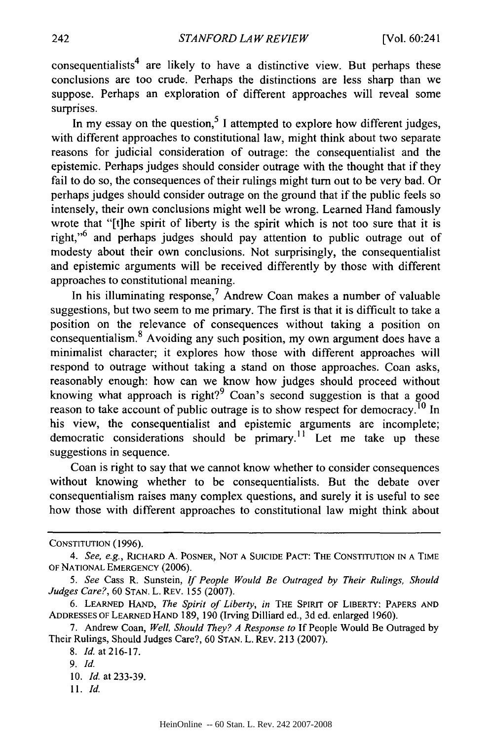consequentialists[4] are likely to have a distinctive view. But perhaps these conclusions are too crude. Perhaps the distinctions are less sharp than we suppose. Perhaps an exploration of different approaches will reveal some surprises.

In my essay on the question,[5] I attempted to explore how different judges, with different approaches to constitutional law, might think about two separate reasons for judicial consideration of outrage: the consequentialist and the epistemic. Perhaps judges should consider outrage with the thought that if they fail to do so, the consequences of their rulings might turn out to be very bad. Or perhaps judges should consider outrage on the ground that if the public feels so intensely, their own conclusions might well be wrong. Learned Hand famously wrote that "[t]he spirit of liberty is the spirit which is not too sure that it is right,"[6] and perhaps judges should pay attention to public outrage out of modesty about their own conclusions. Not surprisingly, the consequentialist and epistemic arguments will be received differently by those with different approaches to constitutional meaning.

In his illuminating response,[7] Andrew Coan makes a number of valuable suggestions, but two seem to me primary. The first is that it is difficult to take a position on the relevance of consequences without taking a position on consequentialism.[8] Avoiding any such position, my own argument does have a minimalist character; it explores how those with different approaches will respond to outrage without taking a stand on those approaches. Coan asks, reasonably enough: how can we know how judges should proceed without knowing what approach is right?[9] Coan's second suggestion is that a good reason to take account of public outrage is to show respect for democracy.[10] In his view, the consequentialist and epistemic arguments are incomplete; democratic considerations should be primary.[11] Let me take up these suggestions in sequence.

Coan is right to say that we cannot know whether to consider consequences without knowing whether to be consequentialists. But the debate over consequentialism raises many complex questions, and surely it is useful to see how those with different approaches to constitutional law might think about

---

CONSTITUTION (1996).

4. *See, e.g.*, RICHARD A. POSNER, NOT A SUICIDE PACT: THE CONSTITUTION IN A TIME OF NATIONAL EMERGENCY (2006).

5. *See* Cass R. Sunstein, *If People Would Be Outraged by Their Rulings, Should Judges Care?*, 60 STAN. L. REV. 155 (2007).

6. LEARNED HAND, *The Spirit of Liberty*, *in* THE SPIRIT OF LIBERTY: PAPERS AND ADDRESSES OF LEARNED HAND 189, 190 (Irving Dilliard ed., 3d ed. enlarged 1960).

7. Andrew Coan, *Well, Should They? A Response to* If People Would Be Outraged by Their Rulings, Should Judges Care?, 60 STAN. L. REV. 213 (2007).

8. *Id.* at 216-17.

9. *Id.*

10. *Id.* at 233-39.

11. *Id.*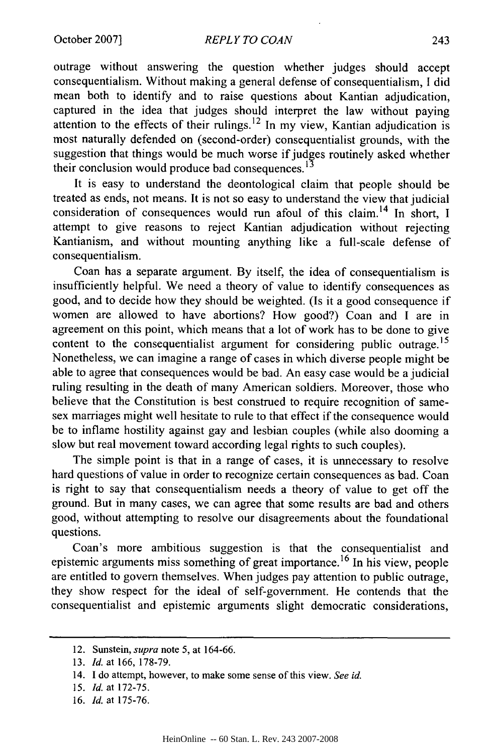outrage without answering the question whether judges should accept consequentialism. Without making a general defense of consequentialism, I did mean both to identify and to raise questions about Kantian adjudication, captured in the idea that judges should interpret the law without paying attention to the effects of their rulings.[12] In my view, Kantian adjudication is most naturally defended on (second-order) consequentialist grounds, with the suggestion that things would be much worse if judges routinely asked whether their conclusion would produce bad consequences.[13]

It is easy to understand the deontological claim that people should be treated as ends, not means. It is not so easy to understand the view that judicial consideration of consequences would run afoul of this claim.[14] In short, I attempt to give reasons to reject Kantian adjudication without rejecting Kantianism, and without mounting anything like a full-scale defense of consequentialism.

Coan has a separate argument. By itself, the idea of consequentialism is insufficiently helpful. We need a theory of value to identify consequences as good, and to decide how they should be weighted. (Is it a good consequence if women are allowed to have abortions? How good?) Coan and I are in agreement on this point, which means that a lot of work has to be done to give content to the consequentialist argument for considering public outrage.[15] Nonetheless, we can imagine a range of cases in which diverse people might be able to agree that consequences would be bad. An easy case would be a judicial ruling resulting in the death of many American soldiers. Moreover, those who believe that the Constitution is best construed to require recognition of same-sex marriages might well hesitate to rule to that effect if the consequence would be to inflame hostility against gay and lesbian couples (while also dooming a slow but real movement toward according legal rights to such couples).

The simple point is that in a range of cases, it is unnecessary to resolve hard questions of value in order to recognize certain consequences as bad. Coan is right to say that consequentialism needs a theory of value to get off the ground. But in many cases, we can agree that some results are bad and others good, without attempting to resolve our disagreements about the foundational questions.

Coan's more ambitious suggestion is that the consequentialist and epistemic arguments miss something of great importance.[16] In his view, people are entitled to govern themselves. When judges pay attention to public outrage, they show respect for the ideal of self-government. He contends that the consequentialist and epistemic arguments slight democratic considerations,

---

12. Sunstein, *supra* note 5, at 164-66.
13. *Id.* at 166, 178-79.
14. I do attempt, however, to make some sense of this view. *See id.*
15. *Id.* at 172-75.
16. *Id.* at 175-76.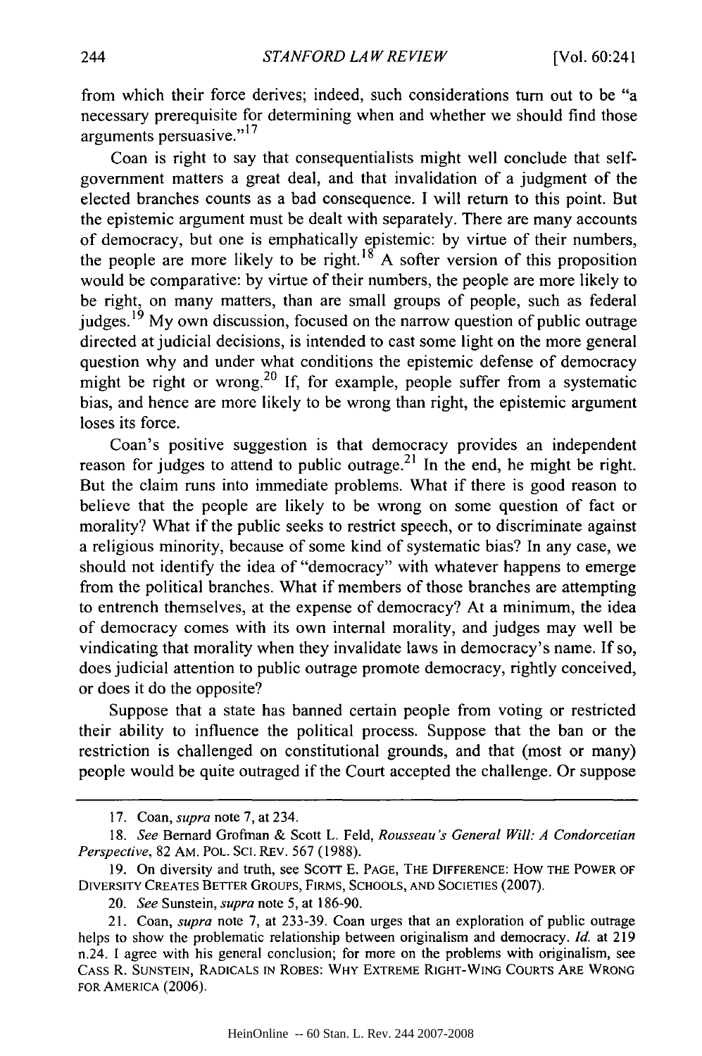from which their force derives; indeed, such considerations turn out to be "a necessary prerequisite for determining when and whether we should find those arguments persuasive."[17]

Coan is right to say that consequentialists might well conclude that self-government matters a great deal, and that invalidation of a judgment of the elected branches counts as a bad consequence. I will return to this point. But the epistemic argument must be dealt with separately. There are many accounts of democracy, but one is emphatically epistemic: by virtue of their numbers, the people are more likely to be right.[18] A softer version of this proposition would be comparative: by virtue of their numbers, the people are more likely to be right, on many matters, than are small groups of people, such as federal judges.[19] My own discussion, focused on the narrow question of public outrage directed at judicial decisions, is intended to cast some light on the more general question why and under what conditions the epistemic defense of democracy might be right or wrong.[20] If, for example, people suffer from a systematic bias, and hence are more likely to be wrong than right, the epistemic argument loses its force.

Coan's positive suggestion is that democracy provides an independent reason for judges to attend to public outrage.[21] In the end, he might be right. But the claim runs into immediate problems. What if there is good reason to believe that the people are likely to be wrong on some question of fact or morality? What if the public seeks to restrict speech, or to discriminate against a religious minority, because of some kind of systematic bias? In any case, we should not identify the idea of "democracy" with whatever happens to emerge from the political branches. What if members of those branches are attempting to entrench themselves, at the expense of democracy? At a minimum, the idea of democracy comes with its own internal morality, and judges may well be vindicating that morality when they invalidate laws in democracy's name. If so, does judicial attention to public outrage promote democracy, rightly conceived, or does it do the opposite?

Suppose that a state has banned certain people from voting or restricted their ability to influence the political process. Suppose that the ban or the restriction is challenged on constitutional grounds, and that (most or many) people would be quite outraged if the Court accepted the challenge. Or suppose

---

17. Coan, *supra* note 7, at 234.

18. *See* Bernard Grofman & Scott L. Feld, *Rousseau's General Will: A Condorcetian Perspective*, 82 AM. POL. SCI. REV. 567 (1988).

19. On diversity and truth, see SCOTT E. PAGE, THE DIFFERENCE: HOW THE POWER OF DIVERSITY CREATES BETTER GROUPS, FIRMS, SCHOOLS, AND SOCIETIES (2007).

20. *See* Sunstein, *supra* note 5, at 186-90.

21. Coan, *supra* note 7, at 233-39. Coan urges that an exploration of public outrage helps to show the problematic relationship between originalism and democracy. *Id.* at 219 n.24. I agree with his general conclusion; for more on the problems with originalism, see CASS R. SUNSTEIN, RADICALS IN ROBES: WHY EXTREME RIGHT-WING COURTS ARE WRONG FOR AMERICA (2006).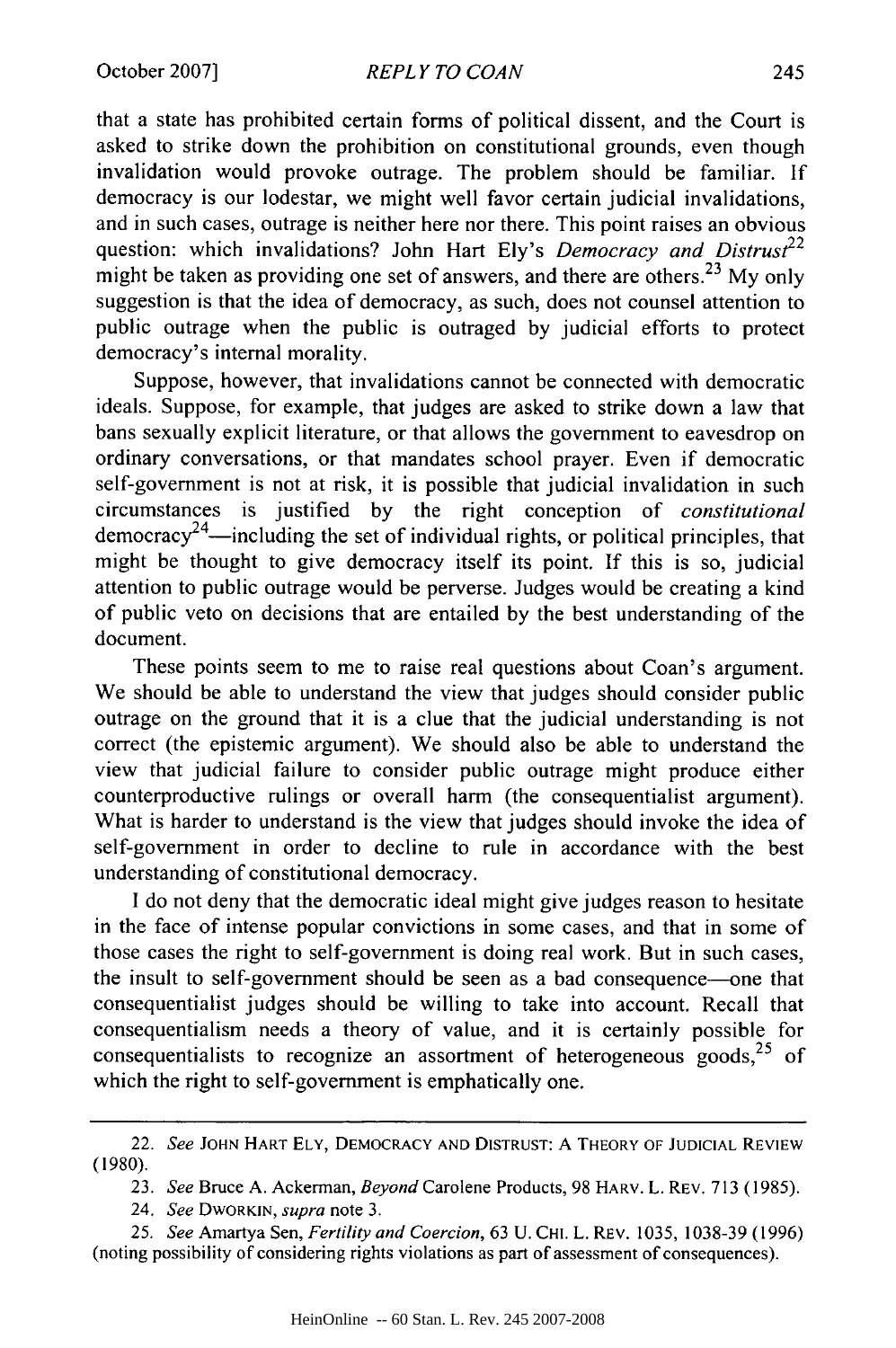that a state has prohibited certain forms of political dissent, and the Court is asked to strike down the prohibition on constitutional grounds, even though invalidation would provoke outrage. The problem should be familiar. If democracy is our lodestar, we might well favor certain judicial invalidations, and in such cases, outrage is neither here nor there. This point raises an obvious question: which invalidations? John Hart Ely's *Democracy and Distrust*[22] might be taken as providing one set of answers, and there are others.[23] My only suggestion is that the idea of democracy, as such, does not counsel attention to public outrage when the public is outraged by judicial efforts to protect democracy's internal morality.

Suppose, however, that invalidations cannot be connected with democratic ideals. Suppose, for example, that judges are asked to strike down a law that bans sexually explicit literature, or that allows the government to eavesdrop on ordinary conversations, or that mandates school prayer. Even if democratic self-government is not at risk, it is possible that judicial invalidation in such circumstances is justified by the right conception of *constitutional* democracy[24]—including the set of individual rights, or political principles, that might be thought to give democracy itself its point. If this is so, judicial attention to public outrage would be perverse. Judges would be creating a kind of public veto on decisions that are entailed by the best understanding of the document.

These points seem to me to raise real questions about Coan's argument. We should be able to understand the view that judges should consider public outrage on the ground that it is a clue that the judicial understanding is not correct (the epistemic argument). We should also be able to understand the view that judicial failure to consider public outrage might produce either counterproductive rulings or overall harm (the consequentialist argument). What is harder to understand is the view that judges should invoke the idea of self-government in order to decline to rule in accordance with the best understanding of constitutional democracy.

I do not deny that the democratic ideal might give judges reason to hesitate in the face of intense popular convictions in some cases, and that in some of those cases the right to self-government is doing real work. But in such cases, the insult to self-government should be seen as a bad consequence—one that consequentialist judges should be willing to take into account. Recall that consequentialism needs a theory of value, and it is certainly possible for consequentialists to recognize an assortment of heterogeneous goods,[25] of which the right to self-government is emphatically one.

---

22. *See* JOHN HART ELY, DEMOCRACY AND DISTRUST: A THEORY OF JUDICIAL REVIEW (1980).

23. *See* Bruce A. Ackerman, *Beyond* Carolene Products, 98 HARV. L. REV. 713 (1985).

24. *See* DWORKIN, *supra* note 3.

25. *See* Amartya Sen, *Fertility and Coercion*, 63 U. CHI. L. REV. 1035, 1038-39 (1996) (noting possibility of considering rights violations as part of assessment of consequences).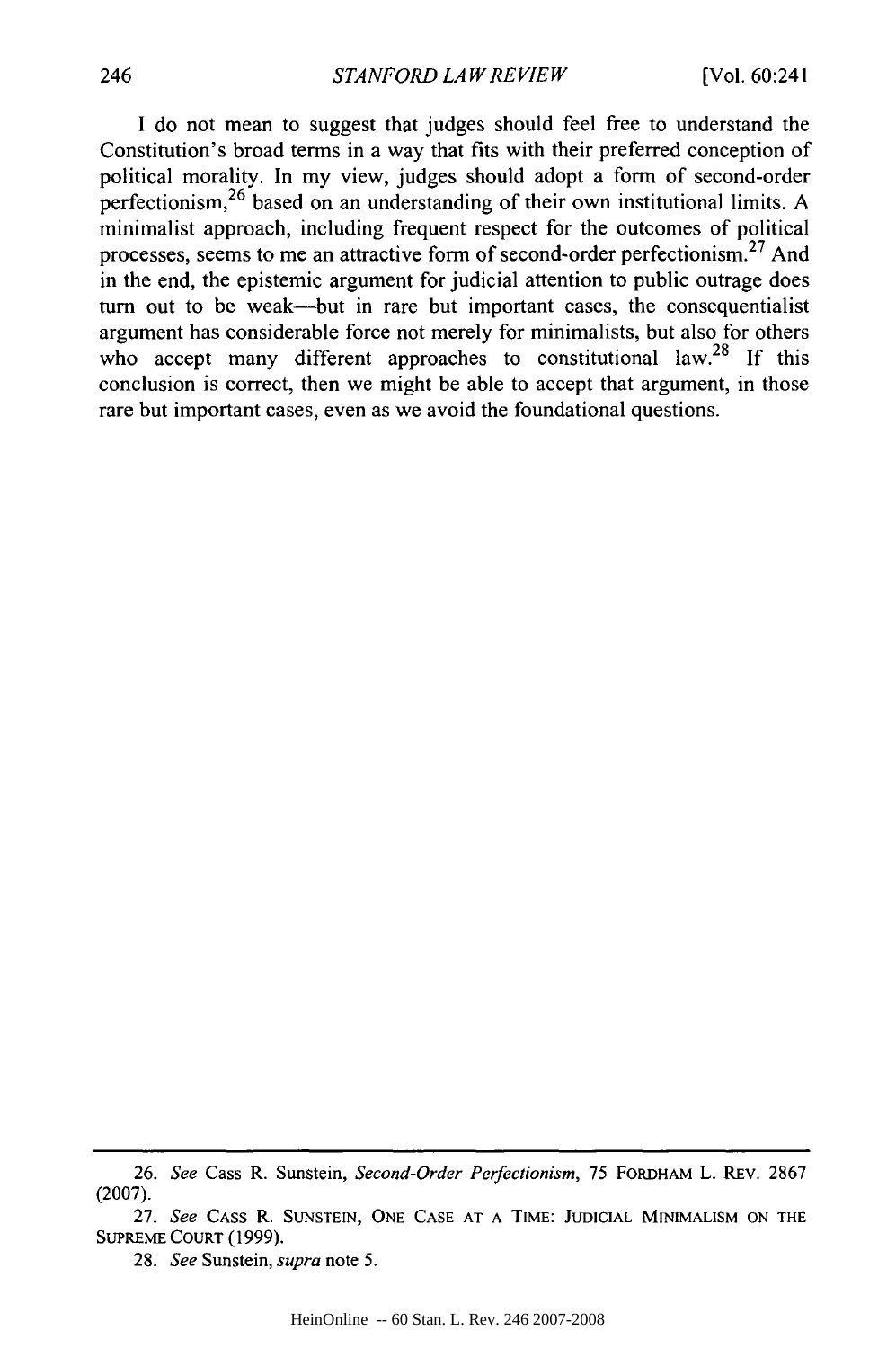I do not mean to suggest that judges should feel free to understand the Constitution's broad terms in a way that fits with their preferred conception of political morality. In my view, judges should adopt a form of second-order perfectionism,[26] based on an understanding of their own institutional limits. A minimalist approach, including frequent respect for the outcomes of political processes, seems to me an attractive form of second-order perfectionism.[27] And in the end, the epistemic argument for judicial attention to public outrage does turn out to be weak—but in rare but important cases, the consequentialist argument has considerable force not merely for minimalists, but also for others who accept many different approaches to constitutional law.[28] If this conclusion is correct, then we might be able to accept that argument, in those rare but important cases, even as we avoid the foundational questions.

---

26. *See* Cass R. Sunstein, *Second-Order Perfectionism*, 75 FORDHAM L. REV. 2867 (2007).

27. *See* CASS R. SUNSTEIN, ONE CASE AT A TIME: JUDICIAL MINIMALISM ON THE SUPREME COURT (1999).

28. *See* Sunstein, *supra* note 5.